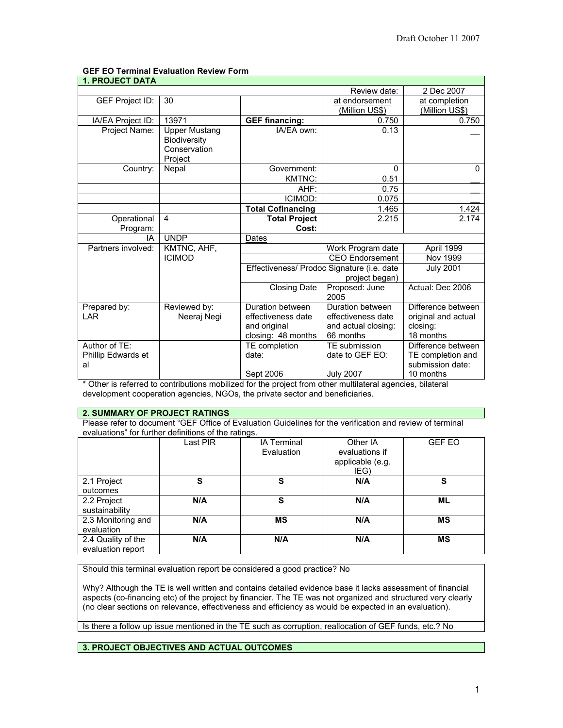Draft October 11 2007

**GEF EO Terminal Evaluation Review Form**

**1. PROJECT DATA**

| | | | | |
|---|---|---|---|---|
| | | | Review date: | 2 Dec 2007 |
| GEF Project ID: | 30 | | at endorsement (Million US$) | at completion (Million US$) |
| IA/EA Project ID: | 13971 | **GEF financing:** | 0.750 | 0.750 |
| Project Name: | Upper Mustang Biodiversity Conservation Project | IA/EA own: | 0.13 | __ |
| Country: | Nepal | Government: | 0 | 0 |
| | | KMTNC: | 0.51 | __ |
| | | AHF: | 0.75 | __ |
| | | ICIMOD: | 0.075 | __ |
| | | **Total Cofinancing** | 1.465 | 1.424 |
| Operational Program: | 4 | **Total Project Cost:** | 2.215 | 2.174 |
| IA | UNDP | Dates | | |
| Partners involved: | KMTNC, AHF, ICIMOD | | Work Program date | April 1999 |
| | | | CEO Endorsement | Nov 1999 |
| | | Effectiveness/ Prodoc Signature (i.e. date project began) | | July 2001 |
| | | Closing Date | Proposed: June 2005 | Actual: Dec 2006 |
| Prepared by: LAR | Reviewed by: Neeraj Negi | Duration between effectiveness date and original closing: 48 months | Duration between effectiveness date and actual closing: 66 months | Difference between original and actual closing: 18 months |
| Author of TE: Phillip Edwards et al | | TE completion date: Sept 2006 | TE submission date to GEF EO: July 2007 | Difference between TE completion and submission date: 10 months |

\* Other is referred to contributions mobilized for the project from other multilateral agencies, bilateral development cooperation agencies, NGOs, the private sector and beneficiaries.

**2. SUMMARY OF PROJECT RATINGS**

Please refer to document "GEF Office of Evaluation Guidelines for the verification and review of terminal evaluations" for further definitions of the ratings.

| | Last PIR | IA Terminal Evaluation | Other IA evaluations if applicable (e.g. IEG) | GEF EO |
|---|---|---|---|---|
| 2.1 Project outcomes | **S** | **S** | **N/A** | **S** |
| 2.2 Project sustainability | **N/A** | **S** | **N/A** | **ML** |
| 2.3 Monitoring and evaluation | **N/A** | **MS** | **N/A** | **MS** |
| 2.4 Quality of the evaluation report | **N/A** | **N/A** | **N/A** | **MS** |

Should this terminal evaluation report be considered a good practice? No

Why? Although the TE is well written and contains detailed evidence base it lacks assessment of financial aspects (co-financing etc) of the project by financier. The TE was not organized and structured very clearly (no clear sections on relevance, effectiveness and efficiency as would be expected in an evaluation).

Is there a follow up issue mentioned in the TE such as corruption, reallocation of GEF funds, etc.? No

**3. PROJECT OBJECTIVES AND ACTUAL OUTCOMES**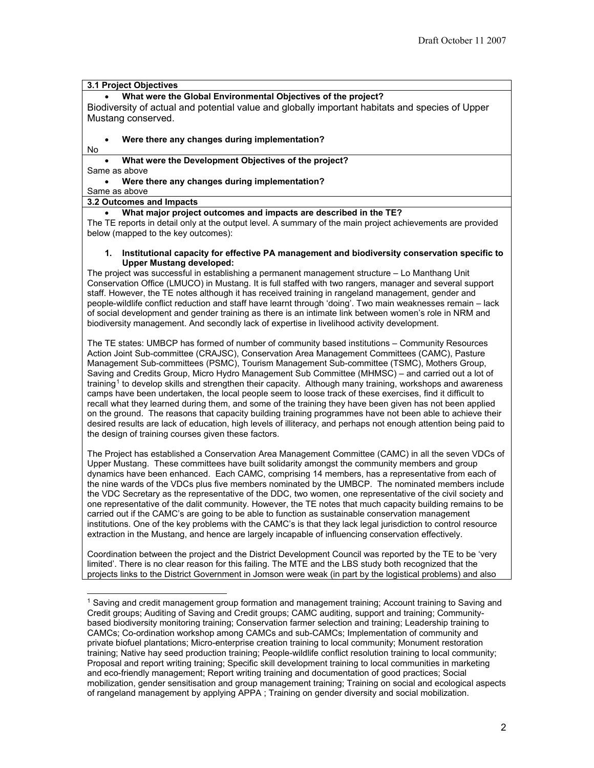**3.1 Project Objectives**

- **What were the Global Environmental Objectives of the project?**

Biodiversity of actual and potential value and globally important habitats and species of Upper Mustang conserved.

- **Were there any changes during implementation?**

No

- **What were the Development Objectives of the project?**

Same as above

- **Were there any changes during implementation?**

Same as above

**3.2 Outcomes and Impacts**

- **What major project outcomes and impacts are described in the TE?**

The TE reports in detail only at the output level. A summary of the main project achievements are provided below (mapped to the key outcomes):

1. **Institutional capacity for effective PA management and biodiversity conservation specific to Upper Mustang developed:**

The project was successful in establishing a permanent management structure – Lo Manthang Unit Conservation Office (LMUCO) in Mustang. It is full staffed with two rangers, manager and several support staff. However, the TE notes although it has received training in rangeland management, gender and people-wildlife conflict reduction and staff have learnt through 'doing'. Two main weaknesses remain – lack of social development and gender training as there is an intimate link between women's role in NRM and biodiversity management. And secondly lack of expertise in livelihood activity development.

The TE states: UMBCP has formed of number of community based institutions – Community Resources Action Joint Sub-committee (CRAJSC), Conservation Area Management Committees (CAMC), Pasture Management Sub-committees (PSMC), Tourism Management Sub-committee (TSMC), Mothers Group, Saving and Credits Group, Micro Hydro Management Sub Committee (MHMSC) – and carried out a lot of training[1] to develop skills and strengthen their capacity. Although many training, workshops and awareness camps have been undertaken, the local people seem to loose track of these exercises, find it difficult to recall what they learned during them, and some of the training they have been given has not been applied on the ground. The reasons that capacity building training programmes have not been able to achieve their desired results are lack of education, high levels of illiteracy, and perhaps not enough attention being paid to the design of training courses given these factors.

The Project has established a Conservation Area Management Committee (CAMC) in all the seven VDCs of Upper Mustang. These committees have built solidarity amongst the community members and group dynamics have been enhanced. Each CAMC, comprising 14 members, has a representative from each of the nine wards of the VDCs plus five members nominated by the UMBCP. The nominated members include the VDC Secretary as the representative of the DDC, two women, one representative of the civil society and one representative of the dalit community. However, the TE notes that much capacity building remains to be carried out if the CAMC's are going to be able to function as sustainable conservation management institutions. One of the key problems with the CAMC's is that they lack legal jurisdiction to control resource extraction in the Mustang, and hence are largely incapable of influencing conservation effectively.

Coordination between the project and the District Development Council was reported by the TE to be 'very limited'. There is no clear reason for this failing. The MTE and the LBS study both recognized that the projects links to the District Government in Jomson were weak (in part by the logistical problems) and also

[1] Saving and credit management group formation and management training; Account training to Saving and Credit groups; Auditing of Saving and Credit groups; CAMC auditing, support and training; Community-based biodiversity monitoring training; Conservation farmer selection and training; Leadership training to CAMCs; Co-ordination workshop among CAMCs and sub-CAMCs; Implementation of community and private biofuel plantations; Micro-enterprise creation training to local community; Monument restoration training; Native hay seed production training; People-wildlife conflict resolution training to local community; Proposal and report writing training; Specific skill development training to local communities in marketing and eco-friendly management; Report writing training and documentation of good practices; Social mobilization, gender sensitisation and group management training; Training on social and ecological aspects of rangeland management by applying APPA ; Training on gender diversity and social mobilization.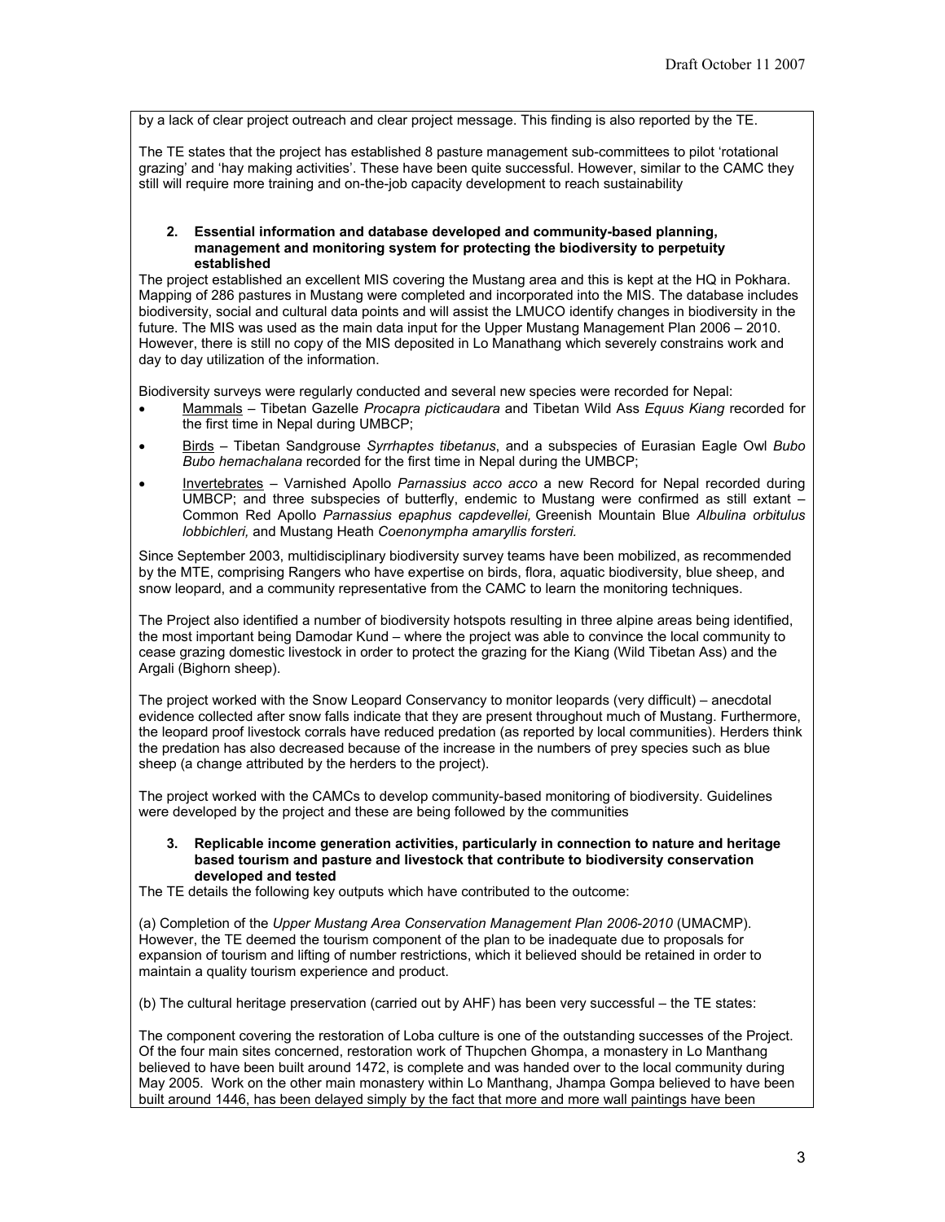by a lack of clear project outreach and clear project message. This finding is also reported by the TE.

The TE states that the project has established 8 pasture management sub-committees to pilot 'rotational grazing' and 'hay making activities'. These have been quite successful. However, similar to the CAMC they still will require more training and on-the-job capacity development to reach sustainability

**2. Essential information and database developed and community-based planning, management and monitoring system for protecting the biodiversity to perpetuity established**

The project established an excellent MIS covering the Mustang area and this is kept at the HQ in Pokhara. Mapping of 286 pastures in Mustang were completed and incorporated into the MIS. The database includes biodiversity, social and cultural data points and will assist the LMUCO identify changes in biodiversity in the future. The MIS was used as the main data input for the Upper Mustang Management Plan 2006 – 2010. However, there is still no copy of the MIS deposited in Lo Manathang which severely constrains work and day to day utilization of the information.

Biodiversity surveys were regularly conducted and several new species were recorded for Nepal:

- Mammals – Tibetan Gazelle *Procapra picticaudara* and Tibetan Wild Ass *Equus Kiang* recorded for the first time in Nepal during UMBCP;
- Birds – Tibetan Sandgrouse *Syrrhaptes tibetanus*, and a subspecies of Eurasian Eagle Owl *Bubo Bubo hemachalana* recorded for the first time in Nepal during the UMBCP;
- Invertebrates – Varnished Apollo *Parnassius acco acco* a new Record for Nepal recorded during UMBCP; and three subspecies of butterfly, endemic to Mustang were confirmed as still extant – Common Red Apollo *Parnassius epaphus capdevellei,* Greenish Mountain Blue *Albulina orbitulus lobbichleri,* and Mustang Heath *Coenonympha amaryllis forsteri.*

Since September 2003, multidisciplinary biodiversity survey teams have been mobilized, as recommended by the MTE, comprising Rangers who have expertise on birds, flora, aquatic biodiversity, blue sheep, and snow leopard, and a community representative from the CAMC to learn the monitoring techniques.

The Project also identified a number of biodiversity hotspots resulting in three alpine areas being identified, the most important being Damodar Kund – where the project was able to convince the local community to cease grazing domestic livestock in order to protect the grazing for the Kiang (Wild Tibetan Ass) and the Argali (Bighorn sheep).

The project worked with the Snow Leopard Conservancy to monitor leopards (very difficult) – anecdotal evidence collected after snow falls indicate that they are present throughout much of Mustang. Furthermore, the leopard proof livestock corrals have reduced predation (as reported by local communities). Herders think the predation has also decreased because of the increase in the numbers of prey species such as blue sheep (a change attributed by the herders to the project).

The project worked with the CAMCs to develop community-based monitoring of biodiversity. Guidelines were developed by the project and these are being followed by the communities

**3. Replicable income generation activities, particularly in connection to nature and heritage based tourism and pasture and livestock that contribute to biodiversity conservation developed and tested**

The TE details the following key outputs which have contributed to the outcome:

(a) Completion of the *Upper Mustang Area Conservation Management Plan 2006-2010* (UMACMP). However, the TE deemed the tourism component of the plan to be inadequate due to proposals for expansion of tourism and lifting of number restrictions, which it believed should be retained in order to maintain a quality tourism experience and product.

(b) The cultural heritage preservation (carried out by AHF) has been very successful – the TE states:

The component covering the restoration of Loba culture is one of the outstanding successes of the Project. Of the four main sites concerned, restoration work of Thupchen Ghompa, a monastery in Lo Manthang believed to have been built around 1472, is complete and was handed over to the local community during May 2005. Work on the other main monastery within Lo Manthang, Jhampa Gompa believed to have been built around 1446, has been delayed simply by the fact that more and more wall paintings have been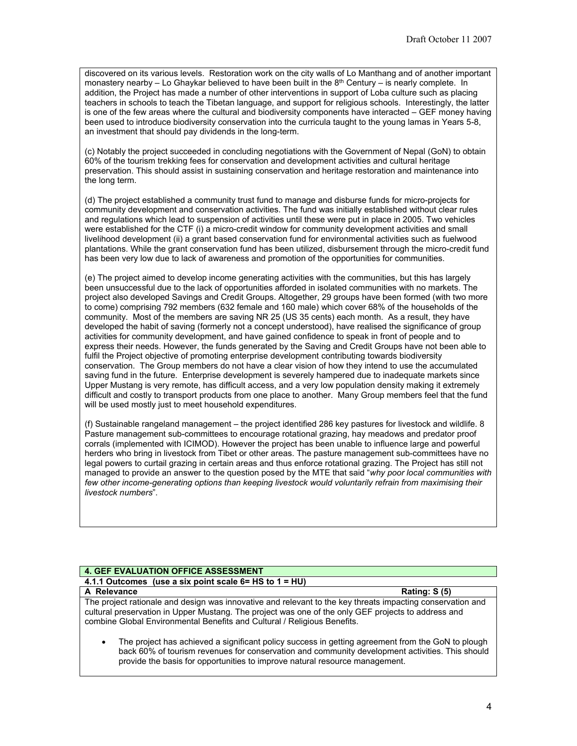discovered on its various levels. Restoration work on the city walls of Lo Manthang and of another important monastery nearby – Lo Ghaykar believed to have been built in the 8th Century – is nearly complete. In addition, the Project has made a number of other interventions in support of Loba culture such as placing teachers in schools to teach the Tibetan language, and support for religious schools. Interestingly, the latter is one of the few areas where the cultural and biodiversity components have interacted – GEF money having been used to introduce biodiversity conservation into the curricula taught to the young lamas in Years 5-8, an investment that should pay dividends in the long-term.

(c) Notably the project succeeded in concluding negotiations with the Government of Nepal (GoN) to obtain 60% of the tourism trekking fees for conservation and development activities and cultural heritage preservation. This should assist in sustaining conservation and heritage restoration and maintenance into the long term.

(d) The project established a community trust fund to manage and disburse funds for micro-projects for community development and conservation activities. The fund was initially established without clear rules and regulations which lead to suspension of activities until these were put in place in 2005. Two vehicles were established for the CTF (i) a micro-credit window for community development activities and small livelihood development (ii) a grant based conservation fund for environmental activities such as fuelwood plantations. While the grant conservation fund has been utilized, disbursement through the micro-credit fund has been very low due to lack of awareness and promotion of the opportunities for communities.

(e) The project aimed to develop income generating activities with the communities, but this has largely been unsuccessful due to the lack of opportunities afforded in isolated communities with no markets. The project also developed Savings and Credit Groups. Altogether, 29 groups have been formed (with two more to come) comprising 792 members (632 female and 160 male) which cover 68% of the households of the community. Most of the members are saving NR 25 (US 35 cents) each month. As a result, they have developed the habit of saving (formerly not a concept understood), have realised the significance of group activities for community development, and have gained confidence to speak in front of people and to express their needs. However, the funds generated by the Saving and Credit Groups have not been able to fulfil the Project objective of promoting enterprise development contributing towards biodiversity conservation. The Group members do not have a clear vision of how they intend to use the accumulated saving fund in the future. Enterprise development is severely hampered due to inadequate markets since Upper Mustang is very remote, has difficult access, and a very low population density making it extremely difficult and costly to transport products from one place to another. Many Group members feel that the fund will be used mostly just to meet household expenditures.

(f) Sustainable rangeland management – the project identified 286 key pastures for livestock and wildlife. 8 Pasture management sub-committees to encourage rotational grazing, hay meadows and predator proof corrals (implemented with ICIMOD). However the project has been unable to influence large and powerful herders who bring in livestock from Tibet or other areas. The pasture management sub-committees have no legal powers to curtail grazing in certain areas and thus enforce rotational grazing. The Project has still not managed to provide an answer to the question posed by the MTE that said "*why poor local communities with few other income-generating options than keeping livestock would voluntarily refrain from maximising their livestock numbers*".

## 4. GEF EVALUATION OFFICE ASSESSMENT

### 4.1.1 Outcomes (use a six point scale 6= HS to 1 = HU)

**A Relevance** **Rating: S (5)**

The project rationale and design was innovative and relevant to the key threats impacting conservation and cultural preservation in Upper Mustang. The project was one of the only GEF projects to address and combine Global Environmental Benefits and Cultural / Religious Benefits.

- The project has achieved a significant policy success in getting agreement from the GoN to plough back 60% of tourism revenues for conservation and community development activities. This should provide the basis for opportunities to improve natural resource management.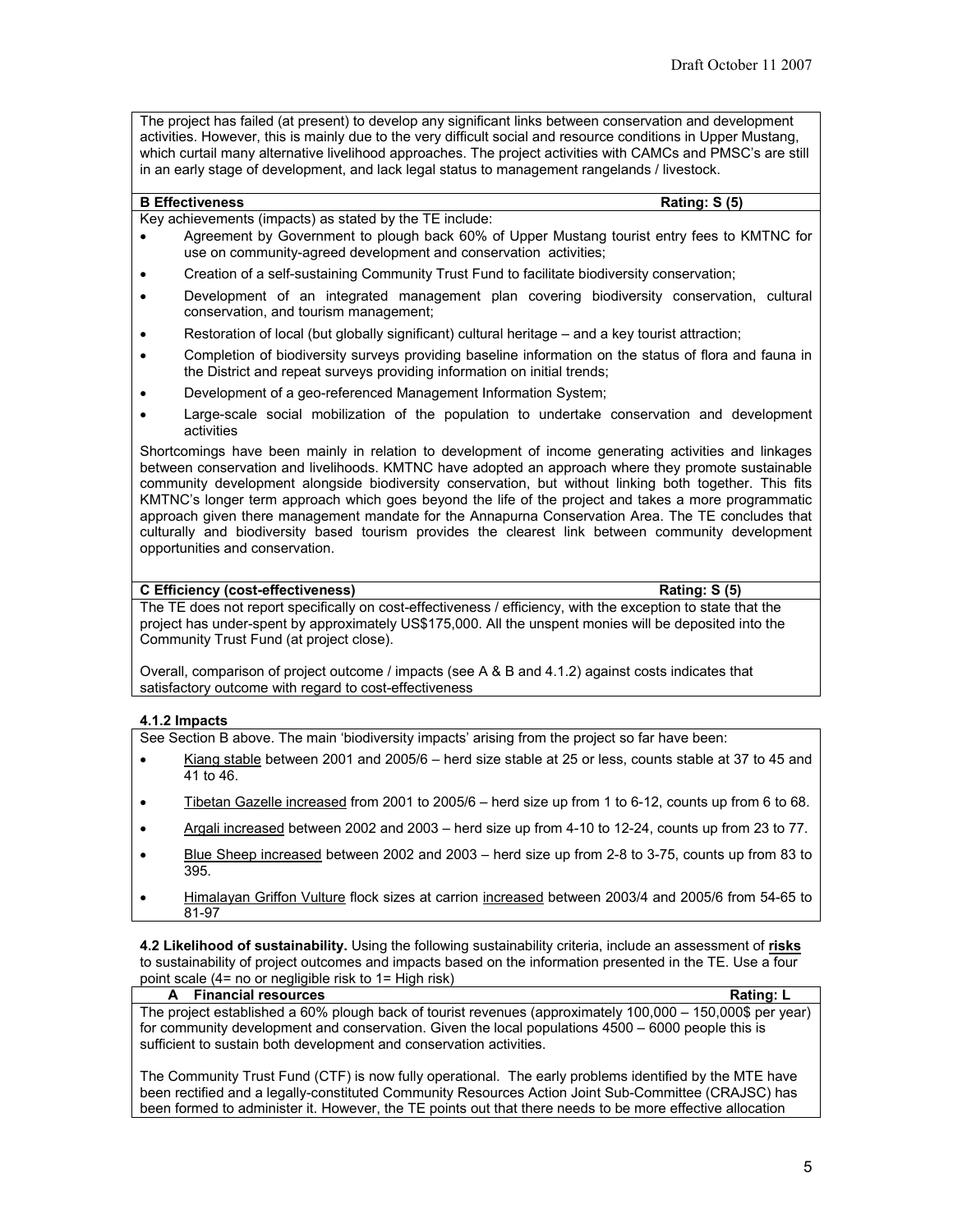The project has failed (at present) to develop any significant links between conservation and development activities. However, this is mainly due to the very difficult social and resource conditions in Upper Mustang, which curtail many alternative livelihood approaches. The project activities with CAMCs and PMSC's are still in an early stage of development, and lack legal status to management rangelands / livestock.

**B Effectiveness** **Rating: S (5)**

Key achievements (impacts) as stated by the TE include:

- Agreement by Government to plough back 60% of Upper Mustang tourist entry fees to KMTNC for use on community-agreed development and conservation activities;
- Creation of a self-sustaining Community Trust Fund to facilitate biodiversity conservation;
- Development of an integrated management plan covering biodiversity conservation, cultural conservation, and tourism management;
- Restoration of local (but globally significant) cultural heritage – and a key tourist attraction;
- Completion of biodiversity surveys providing baseline information on the status of flora and fauna in the District and repeat surveys providing information on initial trends;
- Development of a geo-referenced Management Information System;
- Large-scale social mobilization of the population to undertake conservation and development activities

Shortcomings have been mainly in relation to development of income generating activities and linkages between conservation and livelihoods. KMTNC have adopted an approach where they promote sustainable community development alongside biodiversity conservation, but without linking both together. This fits KMTNC's longer term approach which goes beyond the life of the project and takes a more programmatic approach given there management mandate for the Annapurna Conservation Area. The TE concludes that culturally and biodiversity based tourism provides the clearest link between community development opportunities and conservation.

**C Efficiency (cost-effectiveness)** **Rating: S (5)**

The TE does not report specifically on cost-effectiveness / efficiency, with the exception to state that the project has under-spent by approximately US$175,000. All the unspent monies will be deposited into the Community Trust Fund (at project close).

Overall, comparison of project outcome / impacts (see A & B and 4.1.2) against costs indicates that satisfactory outcome with regard to cost-effectiveness

**4.1.2 Impacts**

See Section B above. The main 'biodiversity impacts' arising from the project so far have been:

- Kiang stable between 2001 and 2005/6 – herd size stable at 25 or less, counts stable at 37 to 45 and 41 to 46.
- Tibetan Gazelle increased from 2001 to 2005/6 – herd size up from 1 to 6-12, counts up from 6 to 68.
- Argali increased between 2002 and 2003 – herd size up from 4-10 to 12-24, counts up from 23 to 77.
- Blue Sheep increased between 2002 and 2003 – herd size up from 2-8 to 3-75, counts up from 83 to 395.
- Himalayan Griffon Vulture flock sizes at carrion increased between 2003/4 and 2005/6 from 54-65 to 81-97

**4.2 Likelihood of sustainability.** Using the following sustainability criteria, include an assessment of **risks** to sustainability of project outcomes and impacts based on the information presented in the TE. Use a four point scale (4= no or negligible risk to 1= High risk)

**A Financial resources** **Rating: L**

The project established a 60% plough back of tourist revenues (approximately 100,000 – 150,000$ per year) for community development and conservation. Given the local populations 4500 – 6000 people this is sufficient to sustain both development and conservation activities.

The Community Trust Fund (CTF) is now fully operational. The early problems identified by the MTE have been rectified and a legally-constituted Community Resources Action Joint Sub-Committee (CRAJSC) has been formed to administer it. However, the TE points out that there needs to be more effective allocation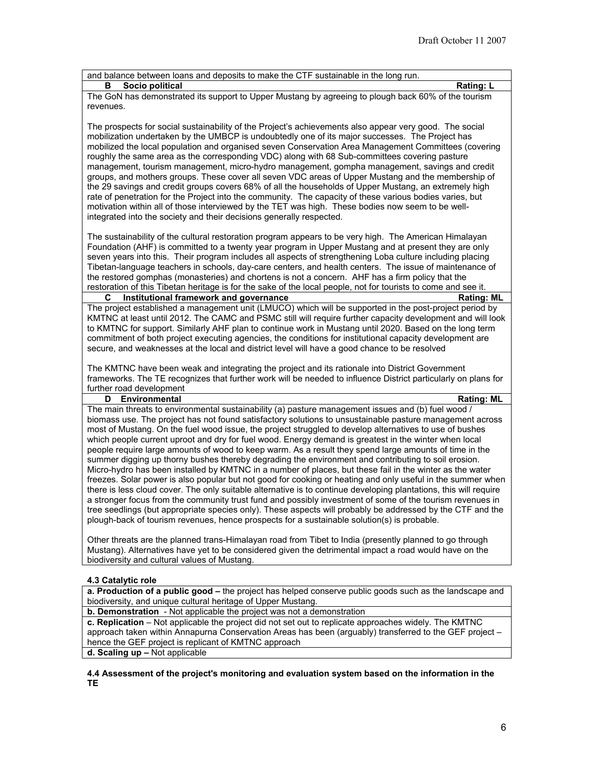and balance between loans and deposits to make the CTF sustainable in the long run.

**B Socio political** **Rating: L**

The GoN has demonstrated its support to Upper Mustang by agreeing to plough back 60% of the tourism revenues.

The prospects for social sustainability of the Project's achievements also appear very good. The social mobilization undertaken by the UMBCP is undoubtedly one of its major successes. The Project has mobilized the local population and organised seven Conservation Area Management Committees (covering roughly the same area as the corresponding VDC) along with 68 Sub-committees covering pasture management, tourism management, micro-hydro management, gompha management, savings and credit groups, and mothers groups. These cover all seven VDC areas of Upper Mustang and the membership of the 29 savings and credit groups covers 68% of all the households of Upper Mustang, an extremely high rate of penetration for the Project into the community. The capacity of these various bodies varies, but motivation within all of those interviewed by the TET was high. These bodies now seem to be well-integrated into the society and their decisions generally respected.

The sustainability of the cultural restoration program appears to be very high. The American Himalayan Foundation (AHF) is committed to a twenty year program in Upper Mustang and at present they are only seven years into this. Their program includes all aspects of strengthening Loba culture including placing Tibetan-language teachers in schools, day-care centers, and health centers. The issue of maintenance of the restored gomphas (monasteries) and chortens is not a concern. AHF has a firm policy that the restoration of this Tibetan heritage is for the sake of the local people, not for tourists to come and see it.

**C Institutional framework and governance** **Rating: ML**

The project established a management unit (LMUCO) which will be supported in the post-project period by KMTNC at least until 2012. The CAMC and PSMC still will require further capacity development and will look to KMTNC for support. Similarly AHF plan to continue work in Mustang until 2020. Based on the long term commitment of both project executing agencies, the conditions for institutional capacity development are secure, and weaknesses at the local and district level will have a good chance to be resolved

The KMTNC have been weak and integrating the project and its rationale into District Government frameworks. The TE recognizes that further work will be needed to influence District particularly on plans for further road development

**D Environmental** **Rating: ML**

The main threats to environmental sustainability (a) pasture management issues and (b) fuel wood / biomass use. The project has not found satisfactory solutions to unsustainable pasture management across most of Mustang. On the fuel wood issue, the project struggled to develop alternatives to use of bushes which people current uproot and dry for fuel wood. Energy demand is greatest in the winter when local people require large amounts of wood to keep warm. As a result they spend large amounts of time in the summer digging up thorny bushes thereby degrading the environment and contributing to soil erosion. Micro-hydro has been installed by KMTNC in a number of places, but these fail in the winter as the water freezes. Solar power is also popular but not good for cooking or heating and only useful in the summer when there is less cloud cover. The only suitable alternative is to continue developing plantations, this will require a stronger focus from the community trust fund and possibly investment of some of the tourism revenues in tree seedlings (but appropriate species only). These aspects will probably be addressed by the CTF and the plough-back of tourism revenues, hence prospects for a sustainable solution(s) is probable.

Other threats are the planned trans-Himalayan road from Tibet to India (presently planned to go through Mustang). Alternatives have yet to be considered given the detrimental impact a road would have on the biodiversity and cultural values of Mustang.

**4.3 Catalytic role**

**a. Production of a public good –** the project has helped conserve public goods such as the landscape and biodiversity, and unique cultural heritage of Upper Mustang.

**b. Demonstration** - Not applicable the project was not a demonstration

**c. Replication** – Not applicable the project did not set out to replicate approaches widely. The KMTNC approach taken within Annapurna Conservation Areas has been (arguably) transferred to the GEF project – hence the GEF project is replicant of KMTNC approach

**d. Scaling up –** Not applicable

**4.4 Assessment of the project's monitoring and evaluation system based on the information in the TE**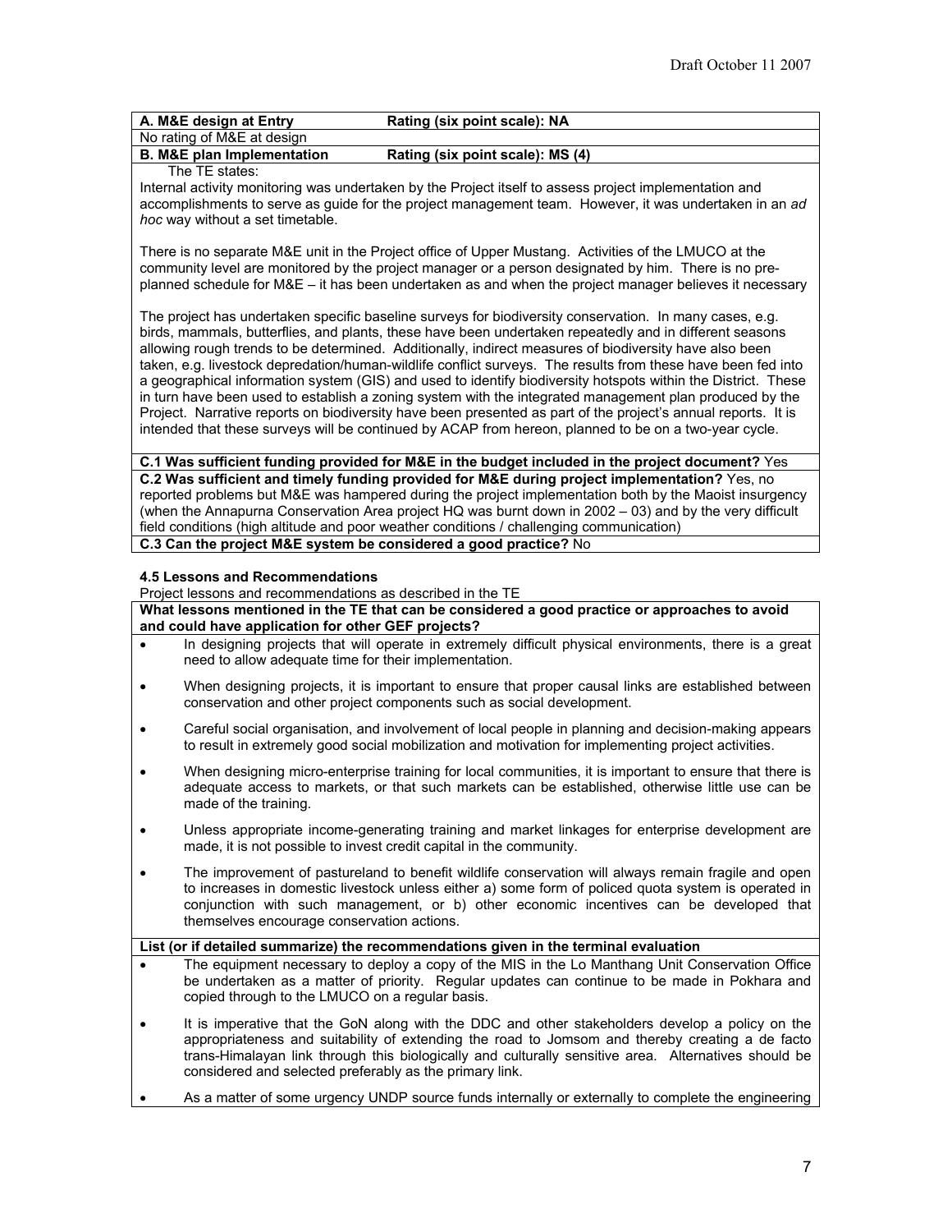| **A. M&E design at Entry** | **Rating (six point scale): NA** |
|---|---|
| No rating of M&E at design | |
| **B. M&E plan Implementation** | **Rating (six point scale): MS (4)** |

The TE states:

Internal activity monitoring was undertaken by the Project itself to assess project implementation and accomplishments to serve as guide for the project management team. However, it was undertaken in an *ad hoc* way without a set timetable.

There is no separate M&E unit in the Project office of Upper Mustang. Activities of the LMUCO at the community level are monitored by the project manager or a person designated by him. There is no pre-planned schedule for M&E – it has been undertaken as and when the project manager believes it necessary

The project has undertaken specific baseline surveys for biodiversity conservation. In many cases, e.g. birds, mammals, butterflies, and plants, these have been undertaken repeatedly and in different seasons allowing rough trends to be determined. Additionally, indirect measures of biodiversity have also been taken, e.g. livestock depredation/human-wildlife conflict surveys. The results from these have been fed into a geographical information system (GIS) and used to identify biodiversity hotspots within the District. These in turn have been used to establish a zoning system with the integrated management plan produced by the Project. Narrative reports on biodiversity have been presented as part of the project's annual reports. It is intended that these surveys will be continued by ACAP from hereon, planned to be on a two-year cycle.

**C.1 Was sufficient funding provided for M&E in the budget included in the project document?** Yes

**C.2 Was sufficient and timely funding provided for M&E during project implementation?** Yes, no reported problems but M&E was hampered during the project implementation both by the Maoist insurgency (when the Annapurna Conservation Area project HQ was burnt down in 2002 – 03) and by the very difficult field conditions (high altitude and poor weather conditions / challenging communication)

**C.3 Can the project M&E system be considered a good practice?** No

#### 4.5 Lessons and Recommendations

Project lessons and recommendations as described in the TE

**What lessons mentioned in the TE that can be considered a good practice or approaches to avoid and could have application for other GEF projects?**

- In designing projects that will operate in extremely difficult physical environments, there is a great need to allow adequate time for their implementation.
- When designing projects, it is important to ensure that proper causal links are established between conservation and other project components such as social development.
- Careful social organisation, and involvement of local people in planning and decision-making appears to result in extremely good social mobilization and motivation for implementing project activities.
- When designing micro-enterprise training for local communities, it is important to ensure that there is adequate access to markets, or that such markets can be established, otherwise little use can be made of the training.
- Unless appropriate income-generating training and market linkages for enterprise development are made, it is not possible to invest credit capital in the community.
- The improvement of pastureland to benefit wildlife conservation will always remain fragile and open to increases in domestic livestock unless either a) some form of policed quota system is operated in conjunction with such management, or b) other economic incentives can be developed that themselves encourage conservation actions.

**List (or if detailed summarize) the recommendations given in the terminal evaluation**

- The equipment necessary to deploy a copy of the MIS in the Lo Manthang Unit Conservation Office be undertaken as a matter of priority. Regular updates can continue to be made in Pokhara and copied through to the LMUCO on a regular basis.
- It is imperative that the GoN along with the DDC and other stakeholders develop a policy on the appropriateness and suitability of extending the road to Jomsom and thereby creating a de facto trans-Himalayan link through this biologically and culturally sensitive area. Alternatives should be considered and selected preferably as the primary link.
- As a matter of some urgency UNDP source funds internally or externally to complete the engineering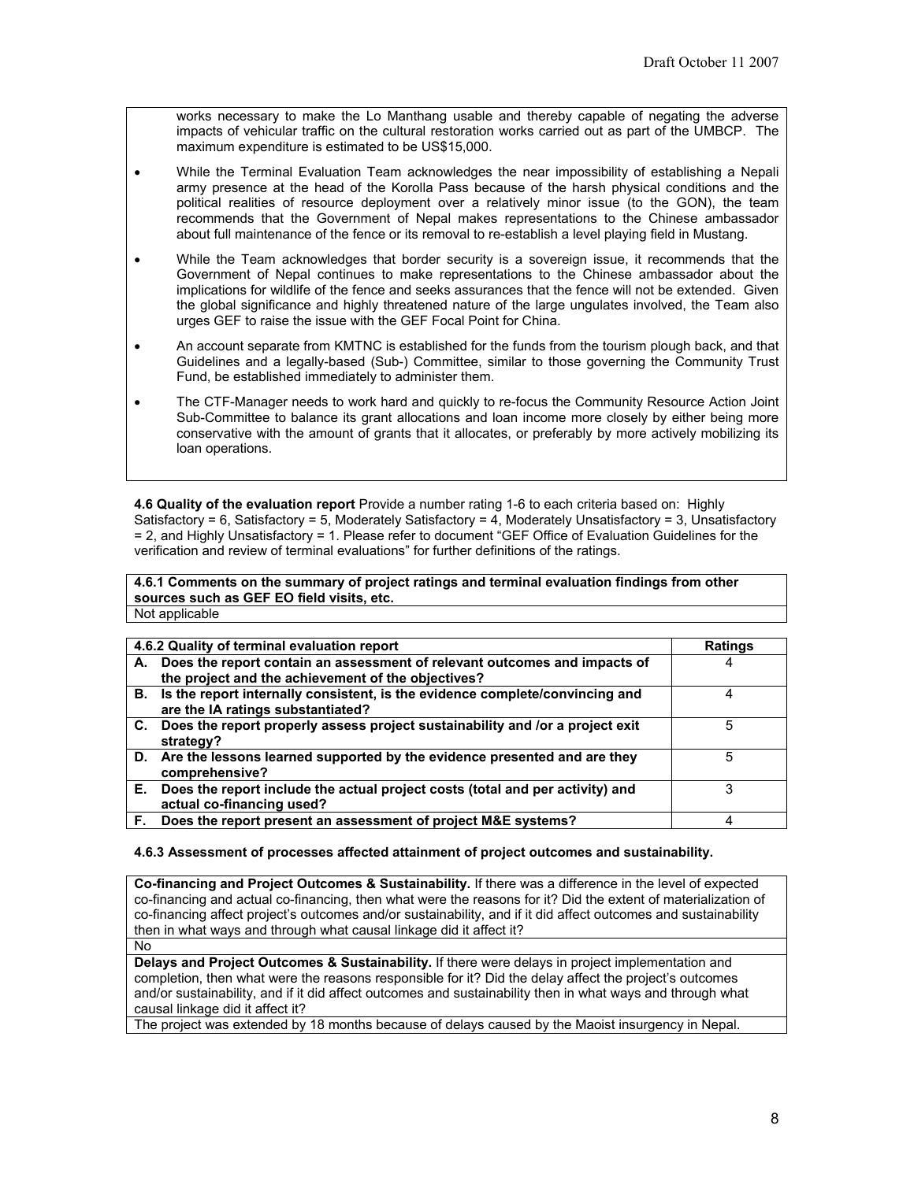works necessary to make the Lo Manthang usable and thereby capable of negating the adverse impacts of vehicular traffic on the cultural restoration works carried out as part of the UMBCP. The maximum expenditure is estimated to be US$15,000.

- While the Terminal Evaluation Team acknowledges the near impossibility of establishing a Nepali army presence at the head of the Korolla Pass because of the harsh physical conditions and the political realities of resource deployment over a relatively minor issue (to the GON), the team recommends that the Government of Nepal makes representations to the Chinese ambassador about full maintenance of the fence or its removal to re-establish a level playing field in Mustang.
- While the Team acknowledges that border security is a sovereign issue, it recommends that the Government of Nepal continues to make representations to the Chinese ambassador about the implications for wildlife of the fence and seeks assurances that the fence will not be extended. Given the global significance and highly threatened nature of the large ungulates involved, the Team also urges GEF to raise the issue with the GEF Focal Point for China.
- An account separate from KMTNC is established for the funds from the tourism plough back, and that Guidelines and a legally-based (Sub-) Committee, similar to those governing the Community Trust Fund, be established immediately to administer them.
- The CTF-Manager needs to work hard and quickly to re-focus the Community Resource Action Joint Sub-Committee to balance its grant allocations and loan income more closely by either being more conservative with the amount of grants that it allocates, or preferably by more actively mobilizing its loan operations.

**4.6 Quality of the evaluation report** Provide a number rating 1-6 to each criteria based on: Highly Satisfactory = 6, Satisfactory = 5, Moderately Satisfactory = 4, Moderately Unsatisfactory = 3, Unsatisfactory = 2, and Highly Unsatisfactory = 1. Please refer to document "GEF Office of Evaluation Guidelines for the verification and review of terminal evaluations" for further definitions of the ratings.

**4.6.1 Comments on the summary of project ratings and terminal evaluation findings from other sources such as GEF EO field visits, etc.**

Not applicable

| 4.6.2 Quality of terminal evaluation report | Ratings |
|---|---|
| **A. Does the report contain an assessment of relevant outcomes and impacts of the project and the achievement of the objectives?** | 4 |
| **B. Is the report internally consistent, is the evidence complete/convincing and are the IA ratings substantiated?** | 4 |
| **C. Does the report properly assess project sustainability and /or a project exit strategy?** | 5 |
| **D. Are the lessons learned supported by the evidence presented and are they comprehensive?** | 5 |
| **E. Does the report include the actual project costs (total and per activity) and actual co-financing used?** | 3 |
| **F. Does the report present an assessment of project M&E systems?** | 4 |

**4.6.3 Assessment of processes affected attainment of project outcomes and sustainability.**

**Co-financing and Project Outcomes & Sustainability.** If there was a difference in the level of expected co-financing and actual co-financing, then what were the reasons for it? Did the extent of materialization of co-financing affect project's outcomes and/or sustainability, and if it did affect outcomes and sustainability then in what ways and through what causal linkage did it affect it?

No

**Delays and Project Outcomes & Sustainability.** If there were delays in project implementation and completion, then what were the reasons responsible for it? Did the delay affect the project's outcomes and/or sustainability, and if it did affect outcomes and sustainability then in what ways and through what causal linkage did it affect it?

The project was extended by 18 months because of delays caused by the Maoist insurgency in Nepal.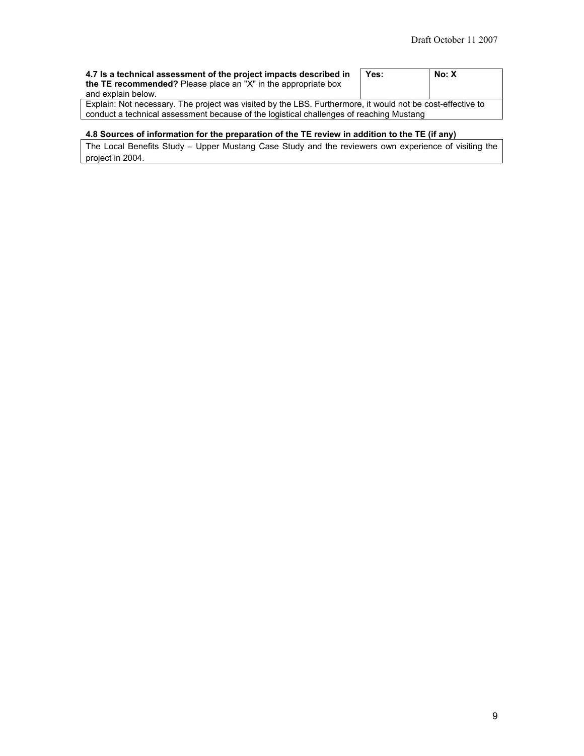| | | |
|---|---|---|
| **4.7 Is a technical assessment of the project impacts described in the TE recommended?** Please place an "X" in the appropriate box and explain below. | **Yes:** | **No: X** |
| Explain: Not necessary. The project was visited by the LBS. Furthermore, it would not be cost-effective to conduct a technical assessment because of the logistical challenges of reaching Mustang | | |

**4.8 Sources of information for the preparation of the TE review in addition to the TE (if any)**

The Local Benefits Study – Upper Mustang Case Study and the reviewers own experience of visiting the project in 2004.